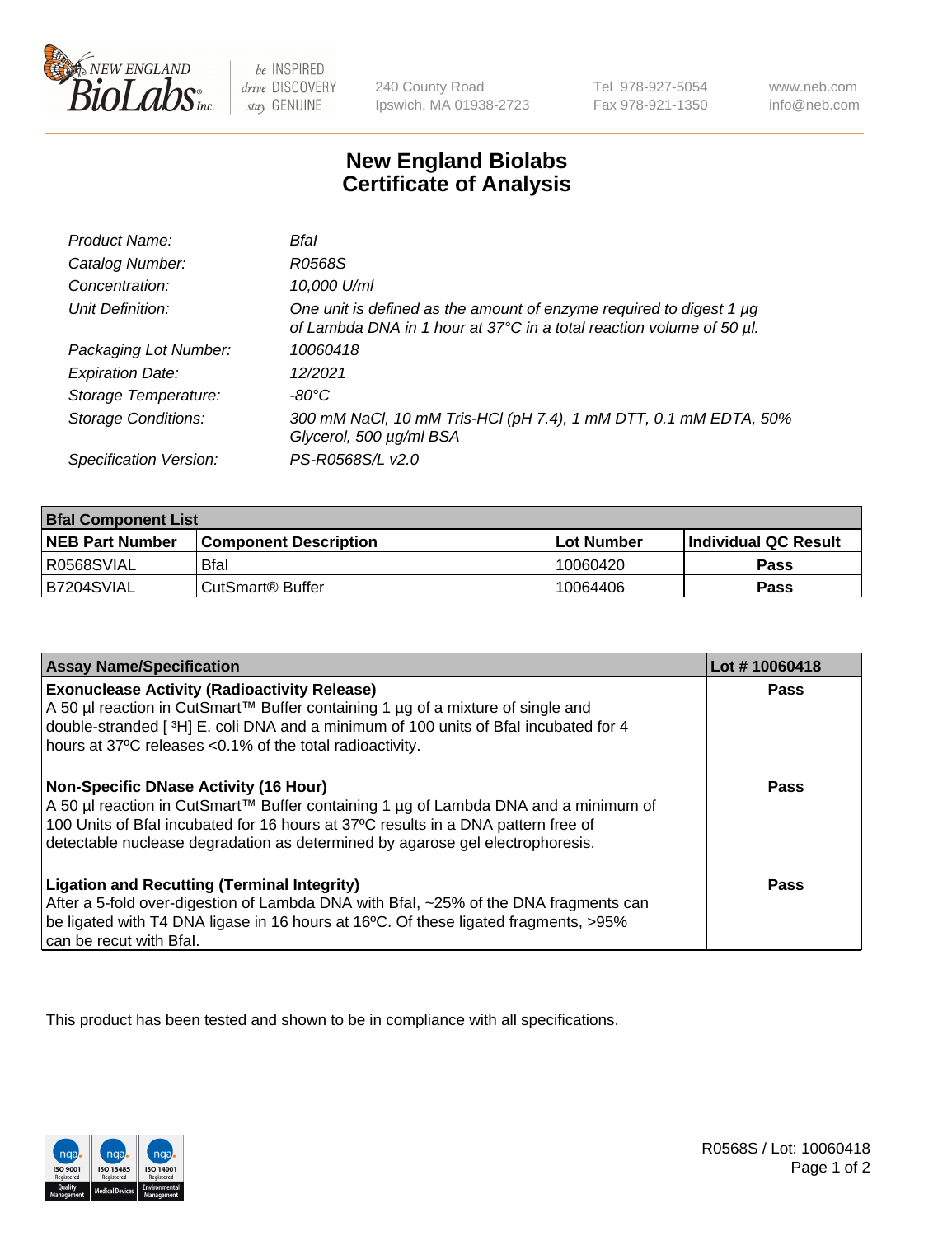NEW ENGLAND BioLabs Inc. — be INSPIRED drive DISCOVERY stay GENUINE

240 County Road
Ipswich, MA 01938-2723

Tel 978-927-5054
Fax 978-921-1350

www.neb.com
info@neb.com

# New England Biolabs
# Certificate of Analysis

| | |
|---|---|
| *Product Name:* | *BfaI* |
| *Catalog Number:* | *R0568S* |
| *Concentration:* | *10,000 U/ml* |
| *Unit Definition:* | *One unit is defined as the amount of enzyme required to digest 1 µg of Lambda DNA in 1 hour at 37°C in a total reaction volume of 50 µl.* |
| *Packaging Lot Number:* | *10060418* |
| *Expiration Date:* | *12/2021* |
| *Storage Temperature:* | *-80°C* |
| *Storage Conditions:* | *300 mM NaCl, 10 mM Tris-HCl (pH 7.4), 1 mM DTT, 0.1 mM EDTA, 50% Glycerol, 500 µg/ml BSA* |
| *Specification Version:* | *PS-R0568S/L v2.0* |

| **BfaI Component List** | | | |
|---|---|---|---|
| **NEB Part Number** | **Component Description** | **Lot Number** | **Individual QC Result** |
| R0568SVIAL | BfaI | 10060420 | **Pass** |
| B7204SVIAL | CutSmart® Buffer | 10064406 | **Pass** |

| **Assay Name/Specification** | **Lot # 10060418** |
|---|---|
| **Exonuclease Activity (Radioactivity Release)**<br>A 50 µl reaction in CutSmart™ Buffer containing 1 µg of a mixture of single and double-stranded [ $^{3}$H] E. coli DNA and a minimum of 100 units of BfaI incubated for 4 hours at 37ºC releases <0.1% of the total radioactivity. | **Pass** |
| **Non-Specific DNase Activity (16 Hour)**<br>A 50 µl reaction in CutSmart™ Buffer containing 1 µg of Lambda DNA and a minimum of 100 Units of BfaI incubated for 16 hours at 37ºC results in a DNA pattern free of detectable nuclease degradation as determined by agarose gel electrophoresis. | **Pass** |
| **Ligation and Recutting (Terminal Integrity)**<br>After a 5-fold over-digestion of Lambda DNA with BfaI, ~25% of the DNA fragments can be ligated with T4 DNA ligase in 16 hours at 16ºC. Of these ligated fragments, >95% can be recut with BfaI. | **Pass** |

This product has been tested and shown to be in compliance with all specifications.

R0568S / Lot: 10060418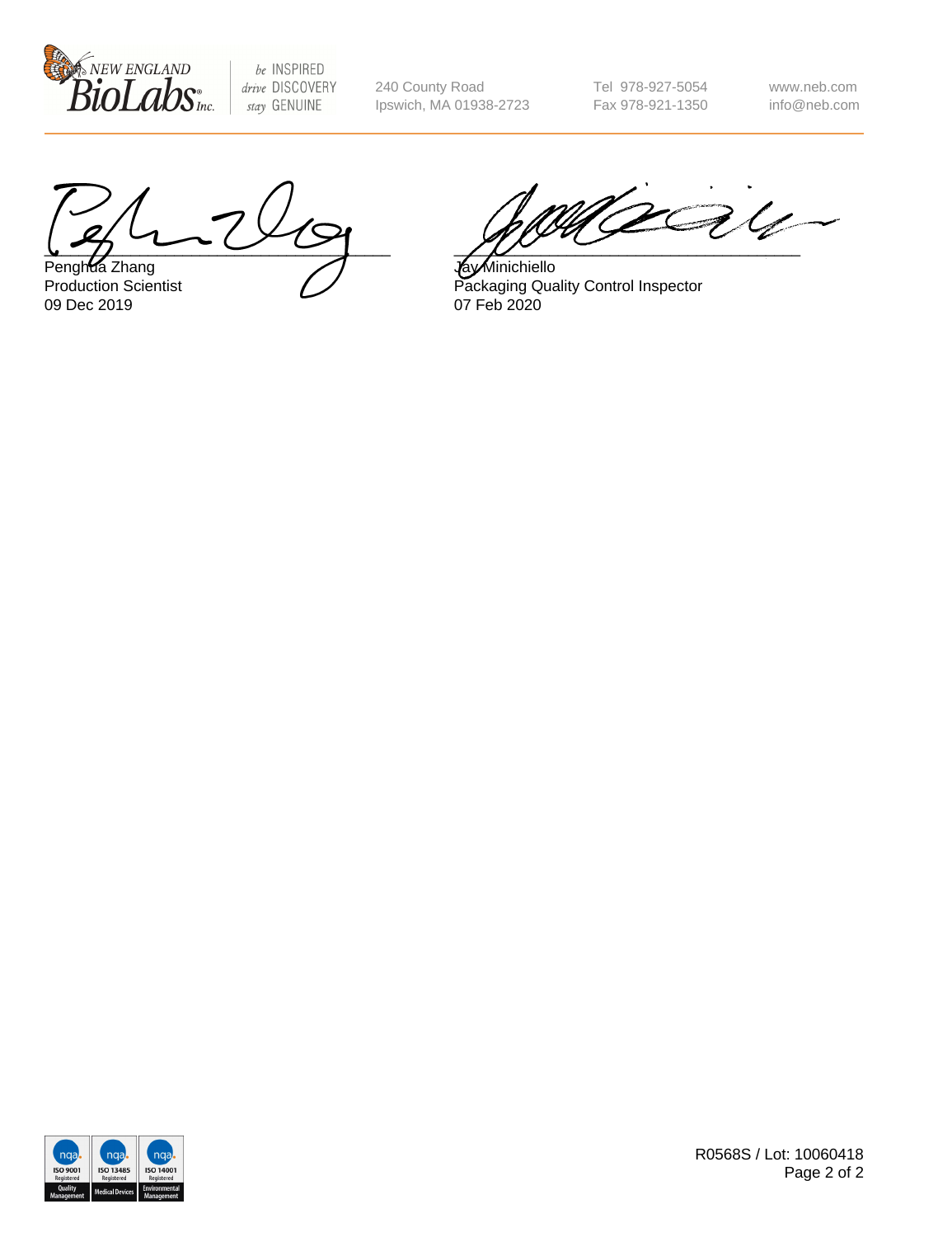Penghua Zhang
Production Scientist
09 Dec 2019

Jay Minichiello
Packaging Quality Control Inspector
07 Feb 2020

R0568S / Lot: 10060418